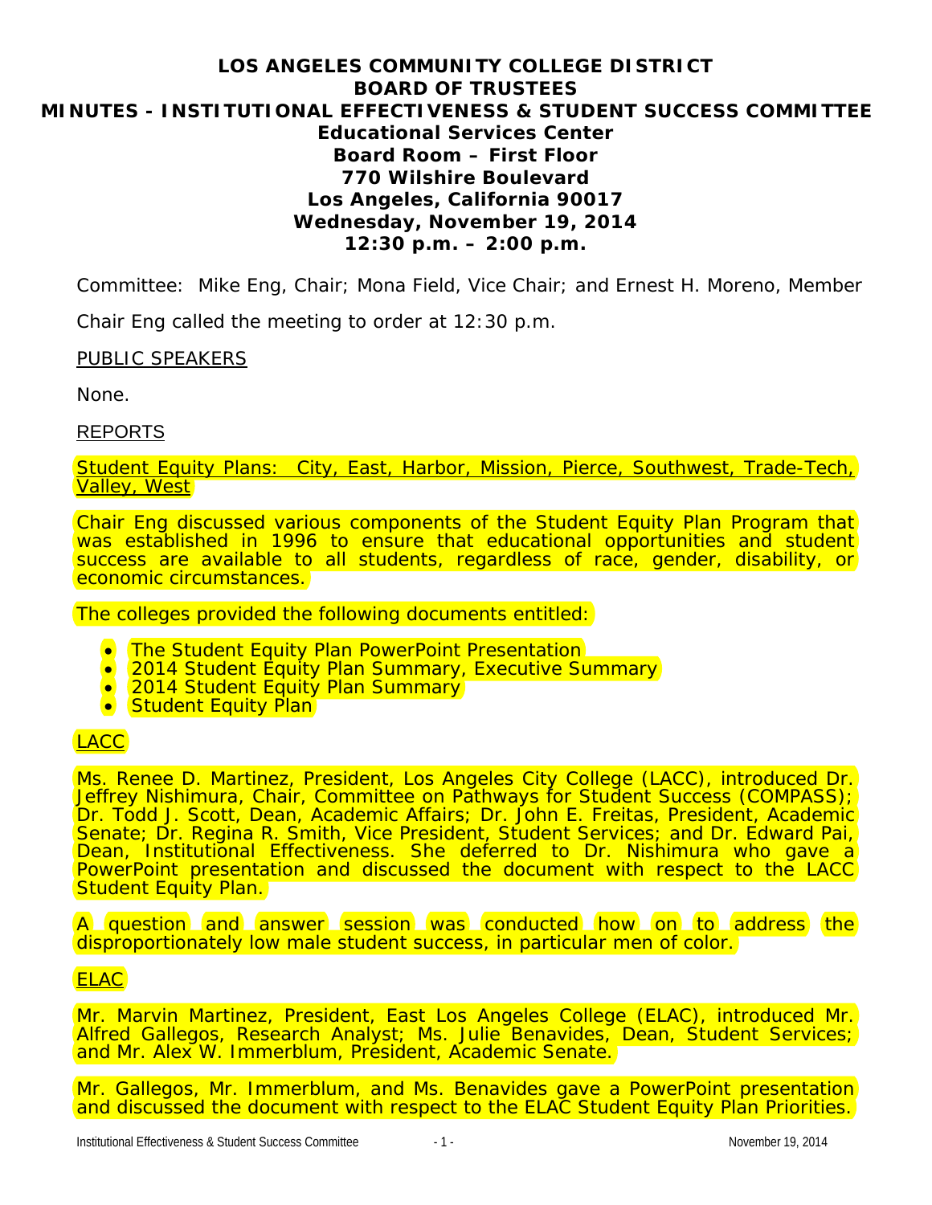# LOS ANGELES COMMUNITY COLLEGE DISTRICT
## BOARD OF TRUSTEES
## MINUTES - INSTITUTIONAL EFFECTIVENESS & STUDENT SUCCESS COMMITTEE
### Educational Services Center
### Board Room – First Floor
### 770 Wilshire Boulevard
### Los Angeles, California 90017
### Wednesday, November 19, 2014
### 12:30 p.m. – 2:00 p.m.

Committee: Mike Eng, Chair; Mona Field, Vice Chair; and Ernest H. Moreno, Member

Chair Eng called the meeting to order at 12:30 p.m.

PUBLIC SPEAKERS

None.

REPORTS

Student Equity Plans: City, East, Harbor, Mission, Pierce, Southwest, Trade-Tech, Valley, West

Chair Eng discussed various components of the Student Equity Plan Program that was established in 1996 to ensure that educational opportunities and student success are available to all students, regardless of race, gender, disability, or economic circumstances.

The colleges provided the following documents entitled:

- The Student Equity Plan PowerPoint Presentation
- 2014 Student Equity Plan Summary, Executive Summary
- 2014 Student Equity Plan Summary
- Student Equity Plan

LACC

Ms. Renee D. Martinez, President, Los Angeles City College (LACC), introduced Dr. Jeffrey Nishimura, Chair, Committee on Pathways for Student Success (COMPASS); Dr. Todd J. Scott, Dean, Academic Affairs; Dr. John E. Freitas, President, Academic Senate; Dr. Regina R. Smith, Vice President, Student Services; and Dr. Edward Pai, Dean, Institutional Effectiveness. She deferred to Dr. Nishimura who gave a PowerPoint presentation and discussed the document with respect to the LACC Student Equity Plan.

A question and answer session was conducted how on to address the disproportionately low male student success, in particular men of color.

ELAC

Mr. Marvin Martinez, President, East Los Angeles College (ELAC), introduced Mr. Alfred Gallegos, Research Analyst; Ms. Julie Benavides, Dean, Student Services; and Mr. Alex W. Immerblum, President, Academic Senate.

Mr. Gallegos, Mr. Immerblum, and Ms. Benavides gave a PowerPoint presentation and discussed the document with respect to the ELAC Student Equity Plan Priorities.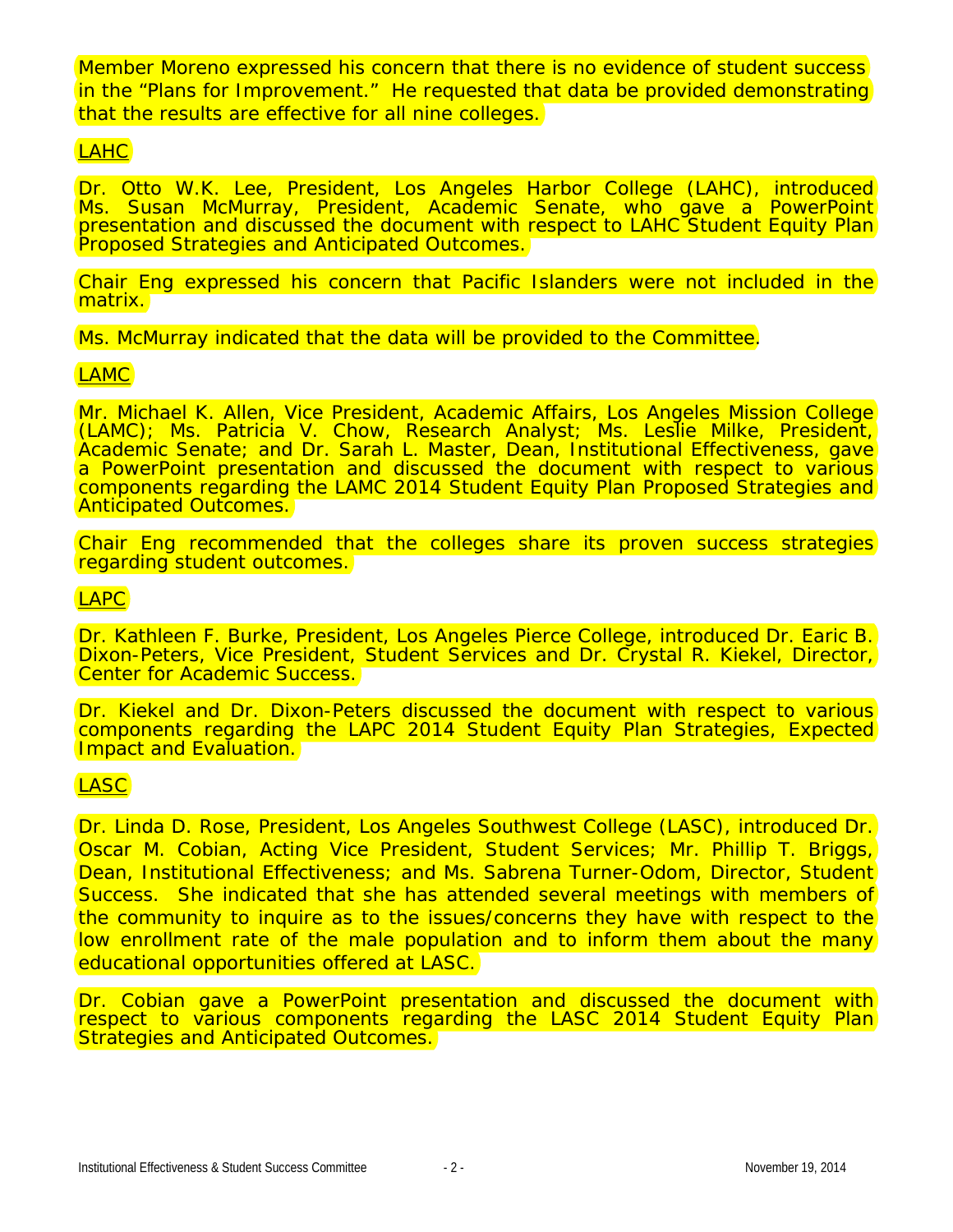Member Moreno expressed his concern that there is no evidence of student success in the "Plans for Improvement." He requested that data be provided demonstrating that the results are effective for all nine colleges.

<u>LAHC</u>

Dr. Otto W.K. Lee, President, Los Angeles Harbor College (LAHC), introduced Ms. Susan McMurray, President, Academic Senate, who gave a PowerPoint presentation and discussed the document with respect to LAHC Student Equity Plan Proposed Strategies and Anticipated Outcomes.

Chair Eng expressed his concern that Pacific Islanders were not included in the matrix.

Ms. McMurray indicated that the data will be provided to the Committee.

<u>LAMC</u>

Mr. Michael K. Allen, Vice President, Academic Affairs, Los Angeles Mission College (LAMC); Ms. Patricia V. Chow, Research Analyst; Ms. Leslie Milke, President, Academic Senate; and Dr. Sarah L. Master, Dean, Institutional Effectiveness, gave a PowerPoint presentation and discussed the document with respect to various components regarding the LAMC 2014 Student Equity Plan Proposed Strategies and Anticipated Outcomes.

Chair Eng recommended that the colleges share its proven success strategies regarding student outcomes.

<u>LAPC</u>

Dr. Kathleen F. Burke, President, Los Angeles Pierce College, introduced Dr. Earic B. Dixon-Peters, Vice President, Student Services and Dr. Crystal R. Kiekel, Director, Center for Academic Success.

Dr. Kiekel and Dr. Dixon-Peters discussed the document with respect to various components regarding the LAPC 2014 Student Equity Plan Strategies, Expected Impact and Evaluation.

<u>LASC</u>

Dr. Linda D. Rose, President, Los Angeles Southwest College (LASC), introduced Dr. Oscar M. Cobian, Acting Vice President, Student Services; Mr. Phillip T. Briggs, Dean, Institutional Effectiveness; and Ms. Sabrena Turner-Odom, Director, Student Success. She indicated that she has attended several meetings with members of the community to inquire as to the issues/concerns they have with respect to the low enrollment rate of the male population and to inform them about the many educational opportunities offered at LASC.

Dr. Cobian gave a PowerPoint presentation and discussed the document with respect to various components regarding the LASC 2014 Student Equity Plan Strategies and Anticipated Outcomes.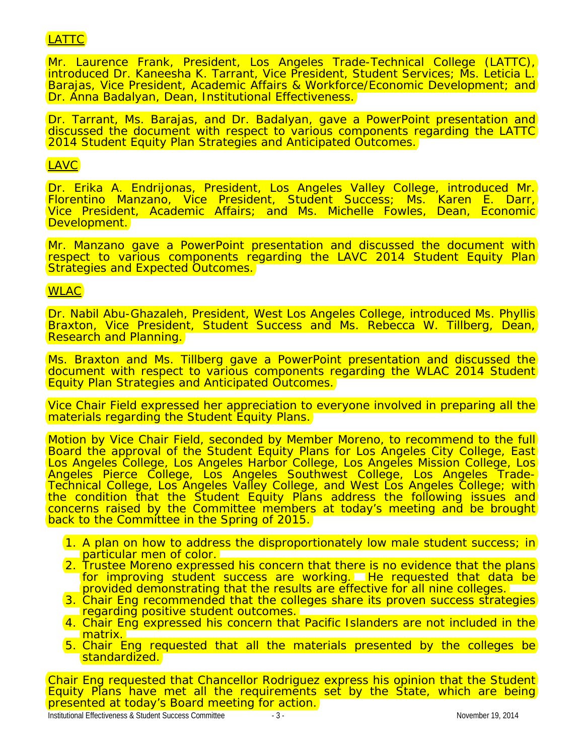LATTC

Mr. Laurence Frank, President, Los Angeles Trade-Technical College (LATTC), introduced Dr. Kaneesha K. Tarrant, Vice President, Student Services; Ms. Leticia L. Barajas, Vice President, Academic Affairs & Workforce/Economic Development; and Dr. Anna Badalyan, Dean, Institutional Effectiveness.

Dr. Tarrant, Ms. Barajas, and Dr. Badalyan, gave a PowerPoint presentation and discussed the document with respect to various components regarding the LATTC 2014 Student Equity Plan Strategies and Anticipated Outcomes.

LAVC

Dr. Erika A. Endrijonas, President, Los Angeles Valley College, introduced Mr. Florentino Manzano, Vice President, Student Success; Ms. Karen E. Darr, Vice President, Academic Affairs; and Ms. Michelle Fowles, Dean, Economic Development.

Mr. Manzano gave a PowerPoint presentation and discussed the document with respect to various components regarding the LAVC 2014 Student Equity Plan Strategies and Expected Outcomes.

WLAC

Dr. Nabil Abu-Ghazaleh, President, West Los Angeles College, introduced Ms. Phyllis Braxton, Vice President, Student Success and Ms. Rebecca W. Tillberg, Dean, Research and Planning.

Ms. Braxton and Ms. Tillberg gave a PowerPoint presentation and discussed the document with respect to various components regarding the WLAC 2014 Student Equity Plan Strategies and Anticipated Outcomes.

Vice Chair Field expressed her appreciation to everyone involved in preparing all the materials regarding the Student Equity Plans.

Motion by Vice Chair Field, seconded by Member Moreno, to recommend to the full Board the approval of the Student Equity Plans for Los Angeles City College, East Los Angeles College, Los Angeles Harbor College, Los Angeles Mission College, Los Angeles Pierce College, Los Angeles Southwest College, Los Angeles Trade-Technical College, Los Angeles Valley College, and West Los Angeles College; with the condition that the Student Equity Plans address the following issues and concerns raised by the Committee members at today's meeting and be brought back to the Committee in the Spring of 2015.

1. A plan on how to address the disproportionately low male student success; in particular men of color.
2. Trustee Moreno expressed his concern that there is no evidence that the plans for improving student success are working. He requested that data be provided demonstrating that the results are effective for all nine colleges.
3. Chair Eng recommended that the colleges share its proven success strategies regarding positive student outcomes.
4. Chair Eng expressed his concern that Pacific Islanders are not included in the matrix.
5. Chair Eng requested that all the materials presented by the colleges be standardized.

Chair Eng requested that Chancellor Rodriguez express his opinion that the Student Equity Plans have met all the requirements set by the State, which are being presented at today's Board meeting for action.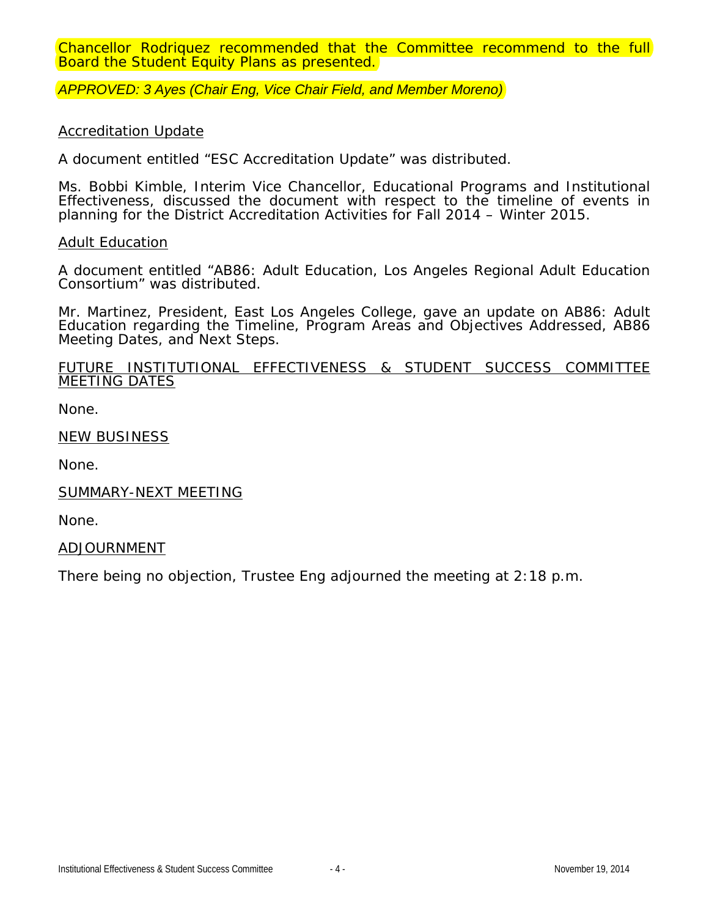Chancellor Rodriquez recommended that the Committee recommend to the full Board the Student Equity Plans as presented.

*APPROVED: 3 Ayes (Chair Eng, Vice Chair Field, and Member Moreno)*

Accreditation Update

A document entitled "ESC Accreditation Update" was distributed.

Ms. Bobbi Kimble, Interim Vice Chancellor, Educational Programs and Institutional Effectiveness, discussed the document with respect to the timeline of events in planning for the District Accreditation Activities for Fall 2014 – Winter 2015.

Adult Education

A document entitled "AB86: Adult Education, Los Angeles Regional Adult Education Consortium" was distributed.

Mr. Martinez, President, East Los Angeles College, gave an update on AB86: Adult Education regarding the Timeline, Program Areas and Objectives Addressed, AB86 Meeting Dates, and Next Steps.

FUTURE INSTITUTIONAL EFFECTIVENESS & STUDENT SUCCESS COMMITTEE MEETING DATES

None.

NEW BUSINESS

None.

SUMMARY-NEXT MEETING

None.

ADJOURNMENT

There being no objection, Trustee Eng adjourned the meeting at 2:18 p.m.